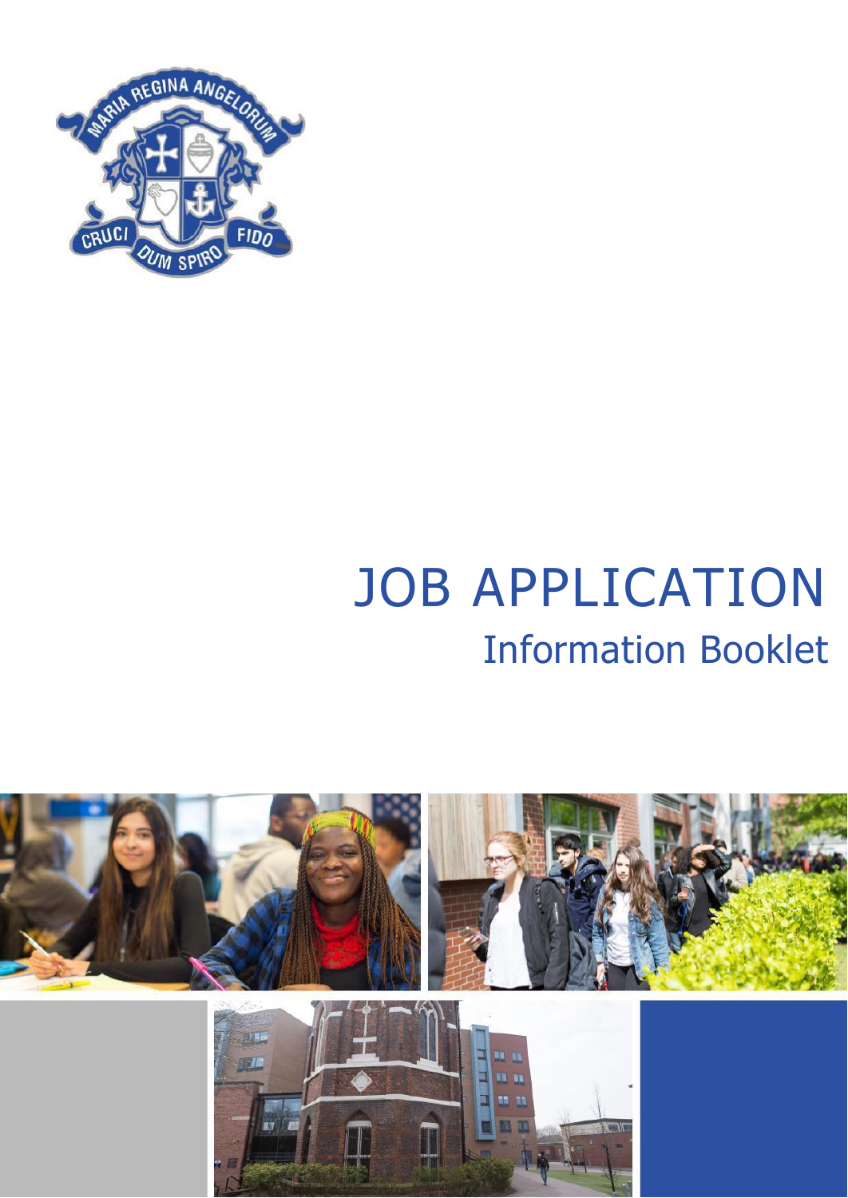# JOB APPLICATION

## Information Booklet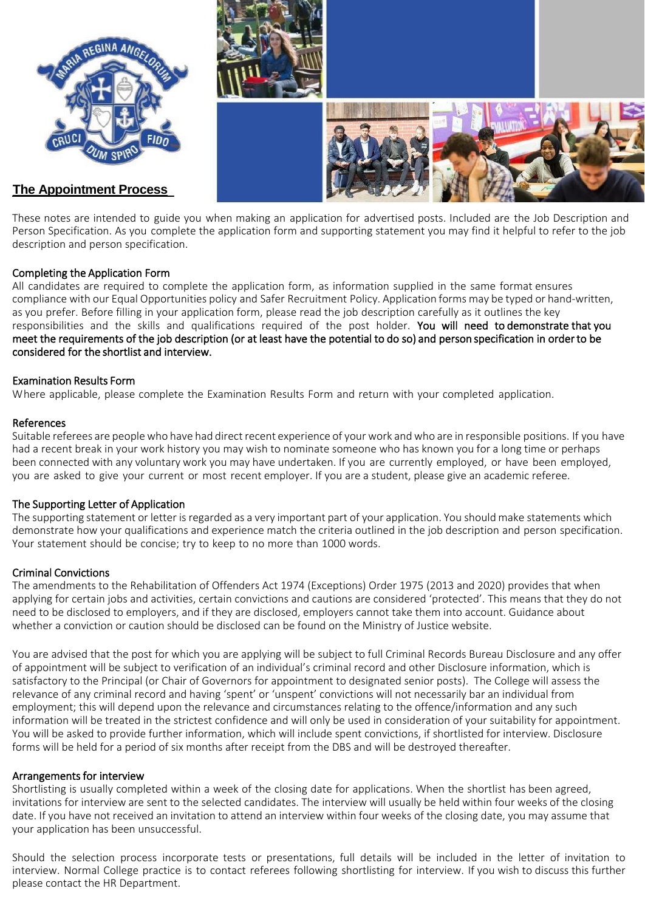## The Appointment Process

These notes are intended to guide you when making an application for advertised posts. Included are the Job Description and Person Specification. As you complete the application form and supporting statement you may find it helpful to refer to the job description and person specification.

### Completing the Application Form

All candidates are required to complete the application form, as information supplied in the same format ensures compliance with our Equal Opportunities policy and Safer Recruitment Policy. Application forms may be typed or hand-written, as you prefer. Before filling in your application form, please read the job description carefully as it outlines the key responsibilities and the skills and qualifications required of the post holder. **You will need to demonstrate that you meet the requirements of the job description (or at least have the potential to do so) and person specification in order to be considered for the shortlist and interview.**

### Examination Results Form

Where applicable, please complete the Examination Results Form and return with your completed application.

### References

Suitable referees are people who have had direct recent experience of your work and who are in responsible positions. If you have had a recent break in your work history you may wish to nominate someone who has known you for a long time or perhaps been connected with any voluntary work you may have undertaken. If you are currently employed, or have been employed, you are asked to give your current or most recent employer. If you are a student, please give an academic referee.

### The Supporting Letter of Application

The supporting statement or letter is regarded as a very important part of your application. You should make statements which demonstrate how your qualifications and experience match the criteria outlined in the job description and person specification. Your statement should be concise; try to keep to no more than 1000 words.

### Criminal Convictions

The amendments to the Rehabilitation of Offenders Act 1974 (Exceptions) Order 1975 (2013 and 2020) provides that when applying for certain jobs and activities, certain convictions and cautions are considered 'protected'. This means that they do not need to be disclosed to employers, and if they are disclosed, employers cannot take them into account. Guidance about whether a conviction or caution should be disclosed can be found on the Ministry of Justice website.

You are advised that the post for which you are applying will be subject to full Criminal Records Bureau Disclosure and any offer of appointment will be subject to verification of an individual's criminal record and other Disclosure information, which is satisfactory to the Principal (or Chair of Governors for appointment to designated senior posts). The College will assess the relevance of any criminal record and having 'spent' or 'unspent' convictions will not necessarily bar an individual from employment; this will depend upon the relevance and circumstances relating to the offence/information and any such information will be treated in the strictest confidence and will only be used in consideration of your suitability for appointment. You will be asked to provide further information, which will include spent convictions, if shortlisted for interview. Disclosure forms will be held for a period of six months after receipt from the DBS and will be destroyed thereafter.

### Arrangements for interview

Shortlisting is usually completed within a week of the closing date for applications. When the shortlist has been agreed, invitations for interview are sent to the selected candidates. The interview will usually be held within four weeks of the closing date. If you have not received an invitation to attend an interview within four weeks of the closing date, you may assume that your application has been unsuccessful.

Should the selection process incorporate tests or presentations, full details will be included in the letter of invitation to interview. Normal College practice is to contact referees following shortlisting for interview. If you wish to discuss this further please contact the HR Department.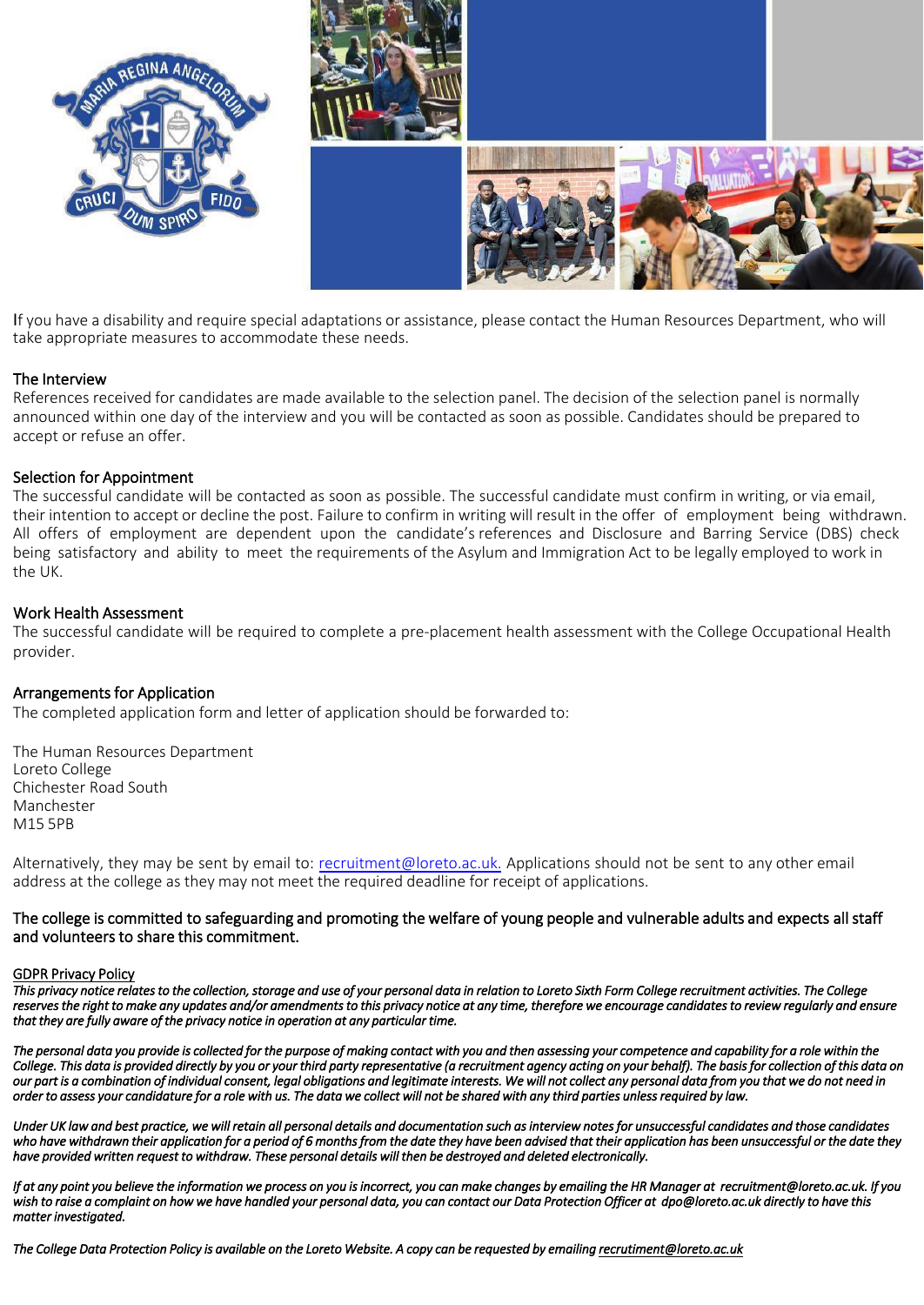If you have a disability and require special adaptations or assistance, please contact the Human Resources Department, who will take appropriate measures to accommodate these needs.

## The Interview

References received for candidates are made available to the selection panel. The decision of the selection panel is normally announced within one day of the interview and you will be contacted as soon as possible. Candidates should be prepared to accept or refuse an offer.

## Selection for Appointment

The successful candidate will be contacted as soon as possible. The successful candidate must confirm in writing, or via email, their intention to accept or decline the post. Failure to confirm in writing will result in the offer of employment being withdrawn. All offers of employment are dependent upon the candidate's references and Disclosure and Barring Service (DBS) check being satisfactory and ability to meet the requirements of the Asylum and Immigration Act to be legally employed to work in the UK.

## Work Health Assessment

The successful candidate will be required to complete a pre-placement health assessment with the College Occupational Health provider.

## Arrangements for Application

The completed application form and letter of application should be forwarded to:

The Human Resources Department
Loreto College
Chichester Road South
Manchester
M15 5PB

Alternatively, they may be sent by email to: recruitment@loreto.ac.uk. Applications should not be sent to any other email address at the college as they may not meet the required deadline for receipt of applications.

**The college is committed to safeguarding and promoting the welfare of young people and vulnerable adults and expects all staff and volunteers to share this commitment.**

## GDPR Privacy Policy

*This privacy notice relates to the collection, storage and use of your personal data in relation to Loreto Sixth Form College recruitment activities. The College reserves the right to make any updates and/or amendments to this privacy notice at any time, therefore we encourage candidates to review regularly and ensure that they are fully aware of the privacy notice in operation at any particular time.*

*The personal data you provide is collected for the purpose of making contact with you and then assessing your competence and capability for a role within the College. This data is provided directly by you or your third party representative (a recruitment agency acting on your behalf). The basis for collection of this data on our part is a combination of individual consent, legal obligations and legitimate interests. We will not collect any personal data from you that we do not need in order to assess your candidature for a role with us. The data we collect will not be shared with any third parties unless required by law.*

*Under UK law and best practice, we will retain all personal details and documentation such as interview notes for unsuccessful candidates and those candidates who have withdrawn their application for a period of 6 months from the date they have been advised that their application has been unsuccessful or the date they have provided written request to withdraw. These personal details will then be destroyed and deleted electronically.*

*If at any point you believe the information we process on you is incorrect, you can make changes by emailing the HR Manager at recruitment@loreto.ac.uk. If you wish to raise a complaint on how we have handled your personal data, you can contact our Data Protection Officer at dpo@loreto.ac.uk directly to have this matter investigated.*

*The College Data Protection Policy is available on the Loreto Website. A copy can be requested by emailing recrutiment@loreto.ac.uk*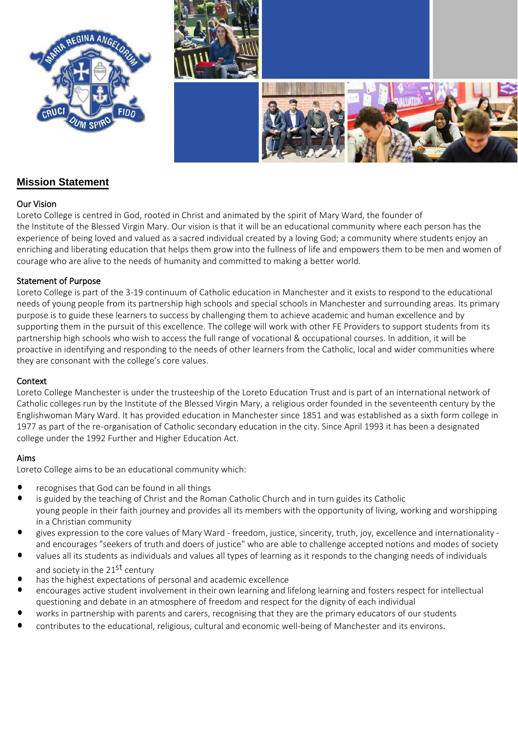## Mission Statement

### Our Vision

Loreto College is centred in God, rooted in Christ and animated by the spirit of Mary Ward, the founder of the Institute of the Blessed Virgin Mary. Our vision is that it will be an educational community where each person has the experience of being loved and valued as a sacred individual created by a loving God; a community where students enjoy an enriching and liberating education that helps them grow into the fullness of life and empowers them to be men and women of courage who are alive to the needs of humanity and committed to making a better world.

### Statement of Purpose

Loreto College is part of the 3-19 continuum of Catholic education in Manchester and it exists to respond to the educational needs of young people from its partnership high schools and special schools in Manchester and surrounding areas. Its primary purpose is to guide these learners to success by challenging them to achieve academic and human excellence and by supporting them in the pursuit of this excellence. The college will work with other FE Providers to support students from its partnership high schools who wish to access the full range of vocational & occupational courses. In addition, it will be proactive in identifying and responding to the needs of other learners from the Catholic, local and wider communities where they are consonant with the college's core values.

### Context

Loreto College Manchester is under the trusteeship of the Loreto Education Trust and is part of an international network of Catholic colleges run by the Institute of the Blessed Virgin Mary, a religious order founded in the seventeenth century by the Englishwoman Mary Ward. It has provided education in Manchester since 1851 and was established as a sixth form college in 1977 as part of the re-organisation of Catholic secondary education in the city. Since April 1993 it has been a designated college under the 1992 Further and Higher Education Act.

### Aims

Loreto College aims to be an educational community which:

- recognises that God can be found in all things
- is guided by the teaching of Christ and the Roman Catholic Church and in turn guides its Catholic young people in their faith journey and provides all its members with the opportunity of living, working and worshipping in a Christian community
- gives expression to the core values of Mary Ward - freedom, justice, sincerity, truth, joy, excellence and internationality - and encourages "seekers of truth and doers of justice" who are able to challenge accepted notions and modes of society
- values all its students as individuals and values all types of learning as it responds to the changing needs of individuals and society in the 21st century
- has the highest expectations of personal and academic excellence
- encourages active student involvement in their own learning and lifelong learning and fosters respect for intellectual questioning and debate in an atmosphere of freedom and respect for the dignity of each individual
- works in partnership with parents and carers, recognising that they are the primary educators of our students
- contributes to the educational, religious, cultural and economic well-being of Manchester and its environs.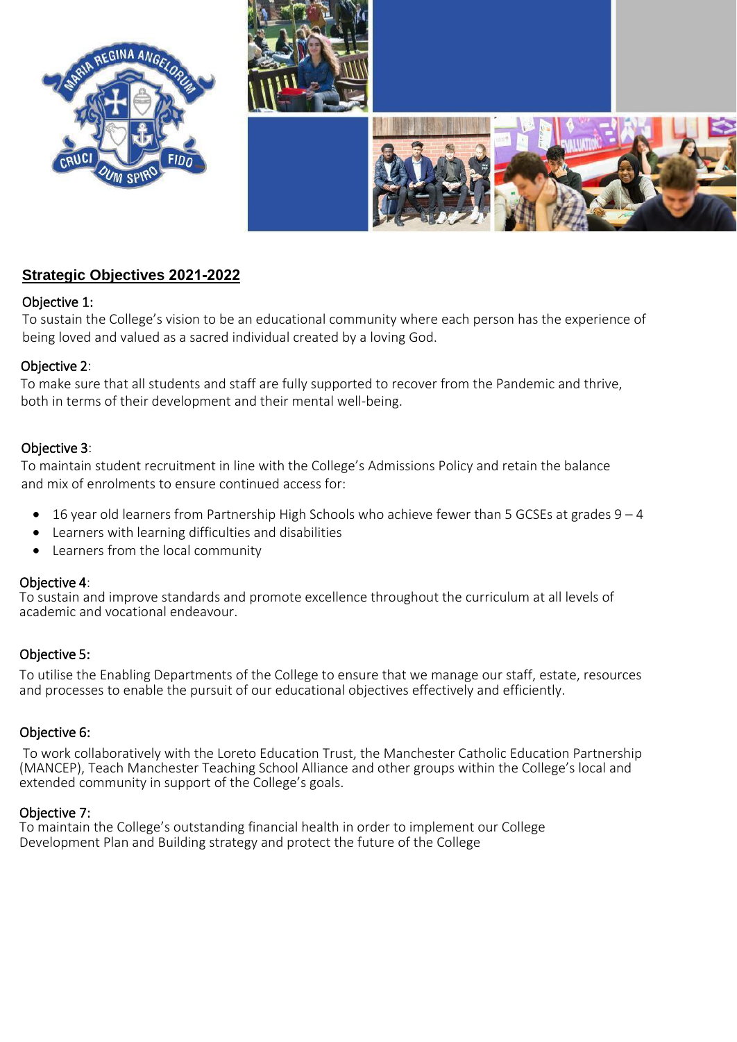## Strategic Objectives 2021-2022

**Objective 1:**
To sustain the College's vision to be an educational community where each person has the experience of being loved and valued as a sacred individual created by a loving God.

**Objective 2:**
To make sure that all students and staff are fully supported to recover from the Pandemic and thrive, both in terms of their development and their mental well-being.

**Objective 3:**
To maintain student recruitment in line with the College's Admissions Policy and retain the balance and mix of enrolments to ensure continued access for:

- 16 year old learners from Partnership High Schools who achieve fewer than 5 GCSEs at grades 9 – 4
- Learners with learning difficulties and disabilities
- Learners from the local community

**Objective 4:**
To sustain and improve standards and promote excellence throughout the curriculum at all levels of academic and vocational endeavour.

**Objective 5:**
To utilise the Enabling Departments of the College to ensure that we manage our staff, estate, resources and processes to enable the pursuit of our educational objectives effectively and efficiently.

**Objective 6:**
To work collaboratively with the Loreto Education Trust, the Manchester Catholic Education Partnership (MANCEP), Teach Manchester Teaching School Alliance and other groups within the College's local and extended community in support of the College's goals.

**Objective 7:**
To maintain the College's outstanding financial health in order to implement our College Development Plan and Building strategy and protect the future of the College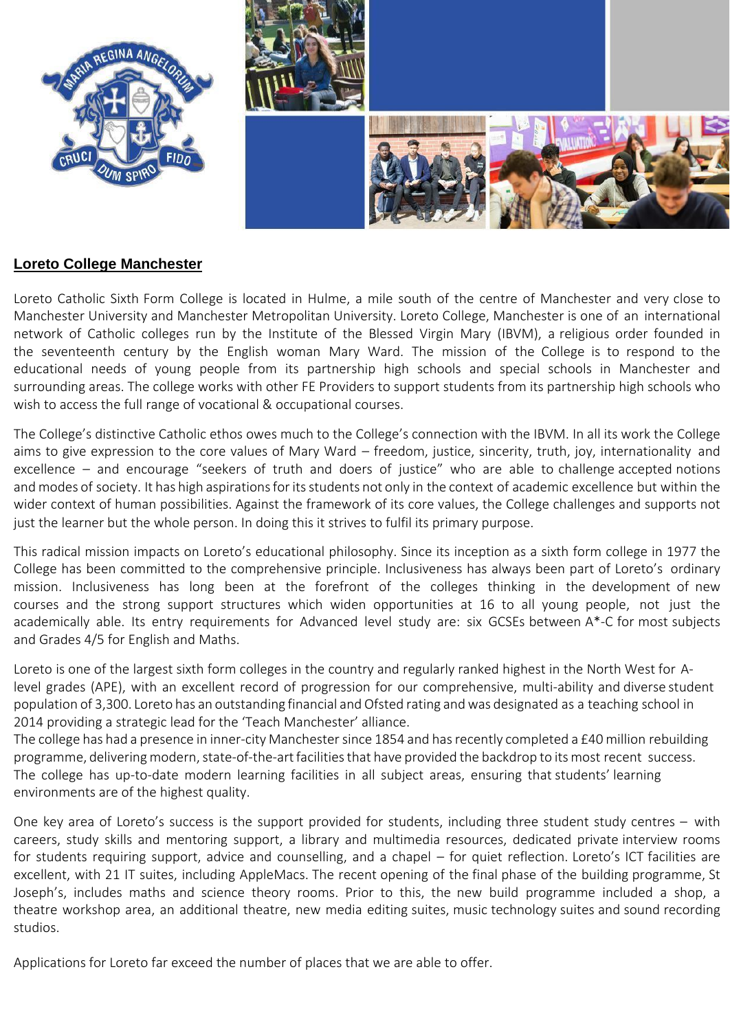## Loreto College Manchester

Loreto Catholic Sixth Form College is located in Hulme, a mile south of the centre of Manchester and very close to Manchester University and Manchester Metropolitan University. Loreto College, Manchester is one of an international network of Catholic colleges run by the Institute of the Blessed Virgin Mary (IBVM), a religious order founded in the seventeenth century by the English woman Mary Ward. The mission of the College is to respond to the educational needs of young people from its partnership high schools and special schools in Manchester and surrounding areas. The college works with other FE Providers to support students from its partnership high schools who wish to access the full range of vocational & occupational courses.

The College's distinctive Catholic ethos owes much to the College's connection with the IBVM. In all its work the College aims to give expression to the core values of Mary Ward – freedom, justice, sincerity, truth, joy, internationality and excellence – and encourage "seekers of truth and doers of justice" who are able to challenge accepted notions and modes of society. It has high aspirations for its students not only in the context of academic excellence but within the wider context of human possibilities. Against the framework of its core values, the College challenges and supports not just the learner but the whole person. In doing this it strives to fulfil its primary purpose.

This radical mission impacts on Loreto's educational philosophy. Since its inception as a sixth form college in 1977 the College has been committed to the comprehensive principle. Inclusiveness has always been part of Loreto's ordinary mission. Inclusiveness has long been at the forefront of the colleges thinking in the development of new courses and the strong support structures which widen opportunities at 16 to all young people, not just the academically able. Its entry requirements for Advanced level study are: six GCSEs between A*-C for most subjects and Grades 4/5 for English and Maths.

Loreto is one of the largest sixth form colleges in the country and regularly ranked highest in the North West for A-level grades (APE), with an excellent record of progression for our comprehensive, multi-ability and diverse student population of 3,300. Loreto has an outstanding financial and Ofsted rating and was designated as a teaching school in 2014 providing a strategic lead for the 'Teach Manchester' alliance.
The college has had a presence in inner-city Manchester since 1854 and has recently completed a £40 million rebuilding programme, delivering modern, state-of-the-art facilities that have provided the backdrop to its most recent success. The college has up-to-date modern learning facilities in all subject areas, ensuring that students' learning environments are of the highest quality.

One key area of Loreto's success is the support provided for students, including three student study centres – with careers, study skills and mentoring support, a library and multimedia resources, dedicated private interview rooms for students requiring support, advice and counselling, and a chapel – for quiet reflection. Loreto's ICT facilities are excellent, with 21 IT suites, including AppleMacs. The recent opening of the final phase of the building programme, St Joseph's, includes maths and science theory rooms. Prior to this, the new build programme included a shop, a theatre workshop area, an additional theatre, new media editing suites, music technology suites and sound recording studios.

Applications for Loreto far exceed the number of places that we are able to offer.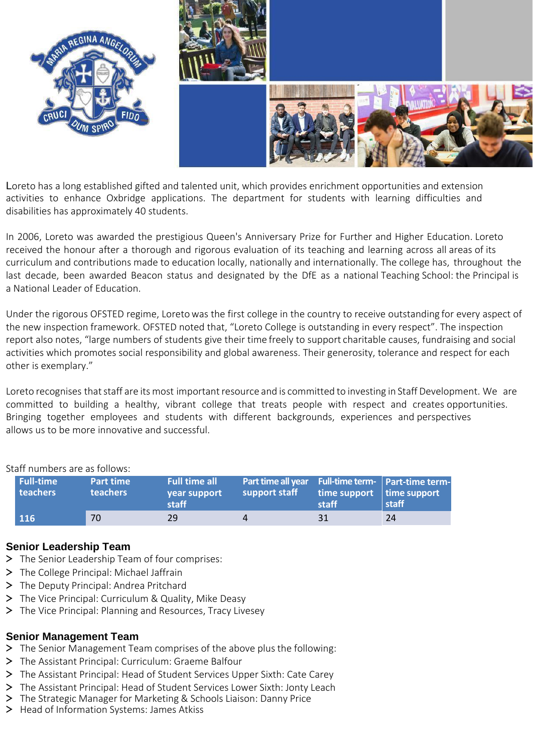Loreto has a long established gifted and talented unit, which provides enrichment opportunities and extension activities to enhance Oxbridge applications. The department for students with learning difficulties and disabilities has approximately 40 students.

In 2006, Loreto was awarded the prestigious Queen's Anniversary Prize for Further and Higher Education. Loreto received the honour after a thorough and rigorous evaluation of its teaching and learning across all areas of its curriculum and contributions made to education locally, nationally and internationally. The college has, throughout the last decade, been awarded Beacon status and designated by the DfE as a national Teaching School: the Principal is a National Leader of Education.

Under the rigorous OFSTED regime, Loreto was the first college in the country to receive outstanding for every aspect of the new inspection framework. OFSTED noted that, "Loreto College is outstanding in every respect". The inspection report also notes, "large numbers of students give their time freely to support charitable causes, fundraising and social activities which promotes social responsibility and global awareness. Their generosity, tolerance and respect for each other is exemplary."

Loreto recognises that staff are its most important resource and is committed to investing in Staff Development. We are committed to building a healthy, vibrant college that treats people with respect and creates opportunities. Bringing together employees and students with different backgrounds, experiences and perspectives allows us to be more innovative and successful.

Staff numbers are as follows:

| Full-time teachers | Part time teachers | Full time all year support staff | Part time all year support staff | Full-time term-time support staff | Part-time term-time support staff |
|---|---|---|---|---|---|
| 116 | 70 | 29 | 4 | 31 | 24 |

## Senior Leadership Team

- The Senior Leadership Team of four comprises:
- The College Principal: Michael Jaffrain
- The Deputy Principal: Andrea Pritchard
- The Vice Principal: Curriculum & Quality, Mike Deasy
- The Vice Principal: Planning and Resources, Tracy Livesey

## Senior Management Team

- The Senior Management Team comprises of the above plus the following:
- The Assistant Principal: Curriculum: Graeme Balfour
- The Assistant Principal: Head of Student Services Upper Sixth: Cate Carey
- The Assistant Principal: Head of Student Services Lower Sixth: Jonty Leach
- The Strategic Manager for Marketing & Schools Liaison: Danny Price
- Head of Information Systems: James Atkiss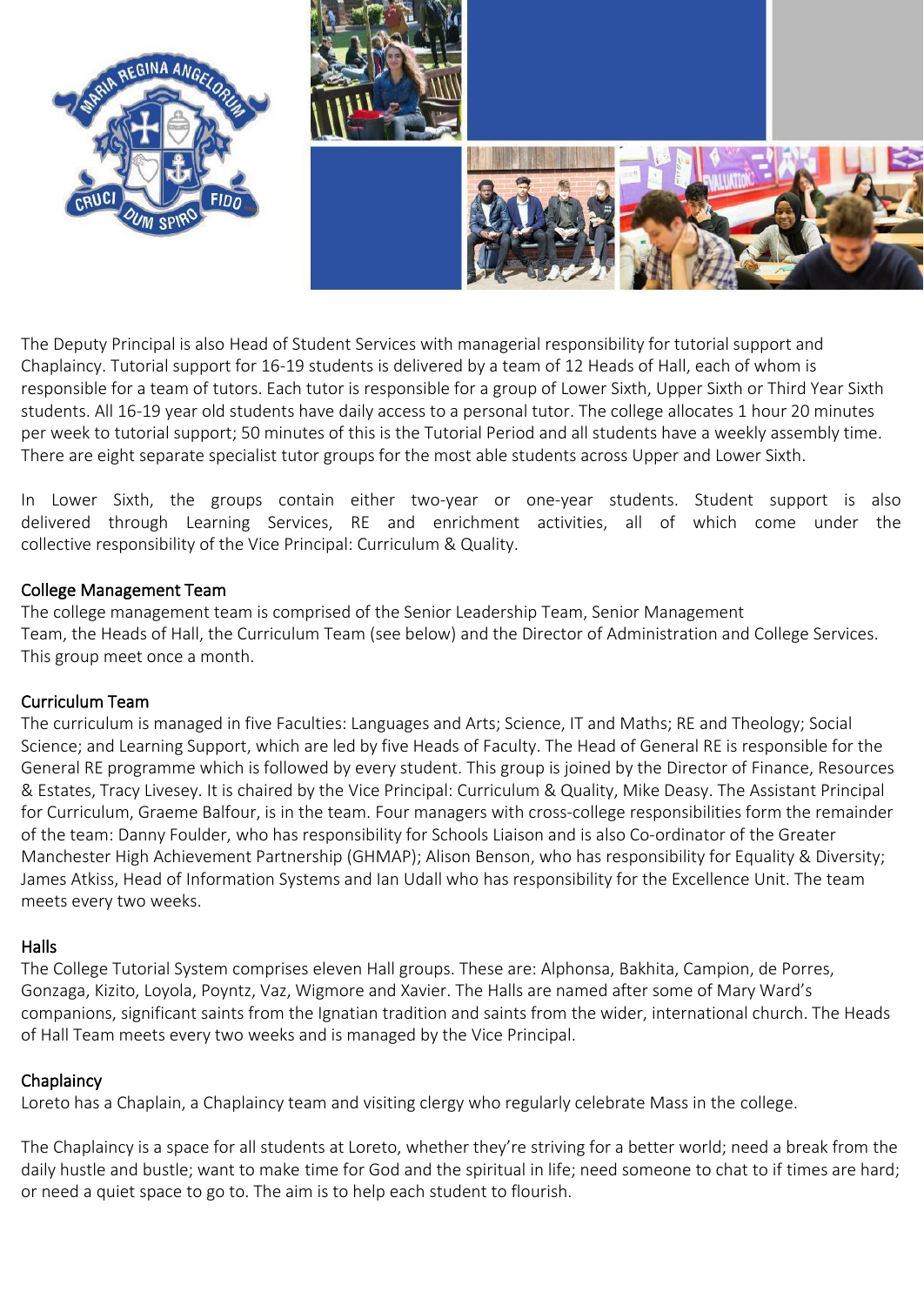The Deputy Principal is also Head of Student Services with managerial responsibility for tutorial support and Chaplaincy. Tutorial support for 16-19 students is delivered by a team of 12 Heads of Hall, each of whom is responsible for a team of tutors. Each tutor is responsible for a group of Lower Sixth, Upper Sixth or Third Year Sixth students. All 16-19 year old students have daily access to a personal tutor. The college allocates 1 hour 20 minutes per week to tutorial support; 50 minutes of this is the Tutorial Period and all students have a weekly assembly time. There are eight separate specialist tutor groups for the most able students across Upper and Lower Sixth.

In Lower Sixth, the groups contain either two-year or one-year students. Student support is also delivered through Learning Services, RE and enrichment activities, all of which come under the collective responsibility of the Vice Principal: Curriculum & Quality.

## College Management Team

The college management team is comprised of the Senior Leadership Team, Senior Management Team, the Heads of Hall, the Curriculum Team (see below) and the Director of Administration and College Services. This group meet once a month.

## Curriculum Team

The curriculum is managed in five Faculties: Languages and Arts; Science, IT and Maths; RE and Theology; Social Science; and Learning Support, which are led by five Heads of Faculty. The Head of General RE is responsible for the General RE programme which is followed by every student. This group is joined by the Director of Finance, Resources & Estates, Tracy Livesey. It is chaired by the Vice Principal: Curriculum & Quality, Mike Deasy. The Assistant Principal for Curriculum, Graeme Balfour, is in the team. Four managers with cross-college responsibilities form the remainder of the team: Danny Foulder, who has responsibility for Schools Liaison and is also Co-ordinator of the Greater Manchester High Achievement Partnership (GHMAP); Alison Benson, who has responsibility for Equality & Diversity; James Atkiss, Head of Information Systems and Ian Udall who has responsibility for the Excellence Unit. The team meets every two weeks.

## Halls

The College Tutorial System comprises eleven Hall groups. These are: Alphonsa, Bakhita, Campion, de Porres, Gonzaga, Kizito, Loyola, Poyntz, Vaz, Wigmore and Xavier. The Halls are named after some of Mary Ward's companions, significant saints from the Ignatian tradition and saints from the wider, international church. The Heads of Hall Team meets every two weeks and is managed by the Vice Principal.

## Chaplaincy

Loreto has a Chaplain, a Chaplaincy team and visiting clergy who regularly celebrate Mass in the college.

The Chaplaincy is a space for all students at Loreto, whether they're striving for a better world; need a break from the daily hustle and bustle; want to make time for God and the spiritual in life; need someone to chat to if times are hard; or need a quiet space to go to. The aim is to help each student to flourish.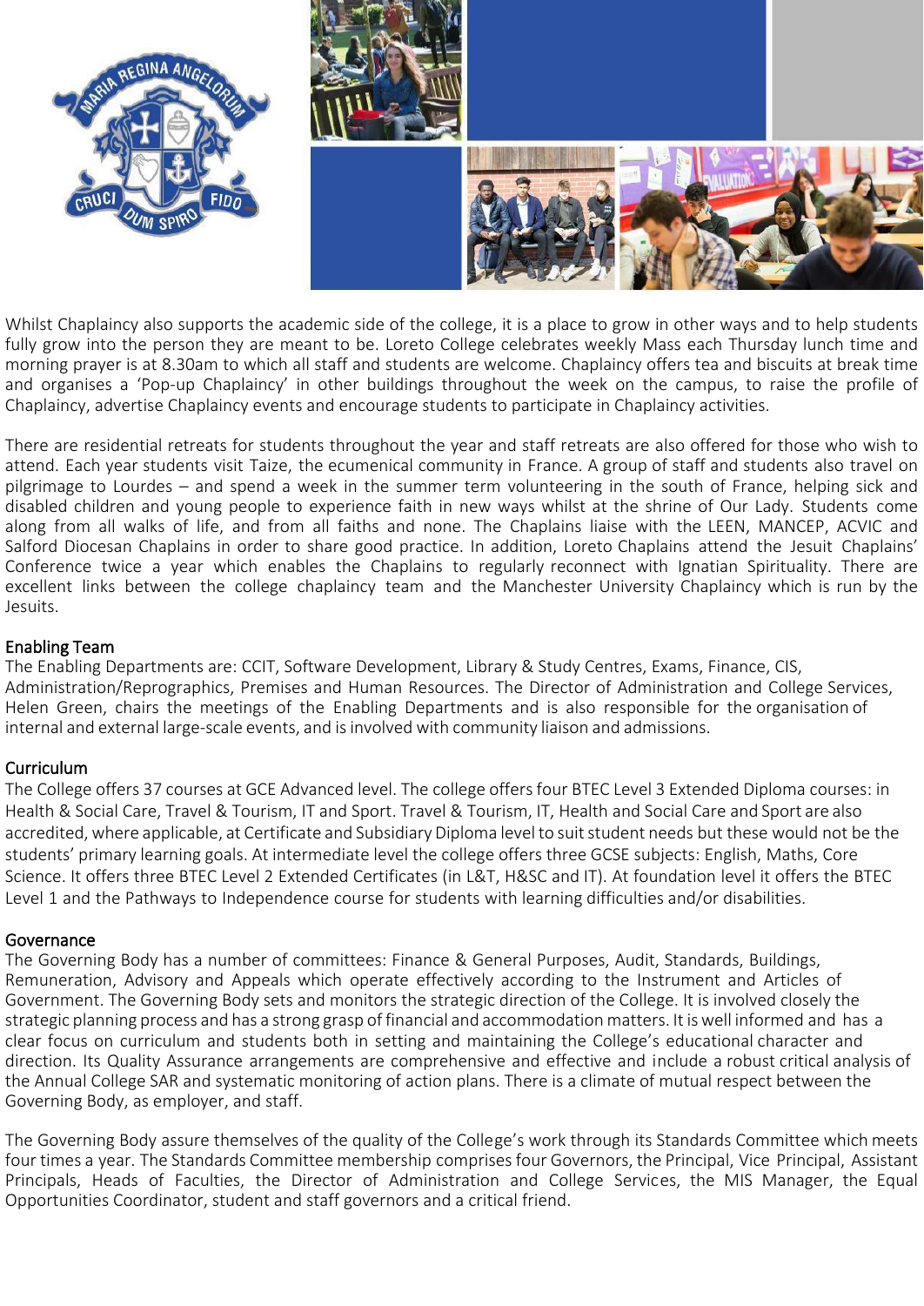Whilst Chaplaincy also supports the academic side of the college, it is a place to grow in other ways and to help students fully grow into the person they are meant to be. Loreto College celebrates weekly Mass each Thursday lunch time and morning prayer is at 8.30am to which all staff and students are welcome. Chaplaincy offers tea and biscuits at break time and organises a 'Pop-up Chaplaincy' in other buildings throughout the week on the campus, to raise the profile of Chaplaincy, advertise Chaplaincy events and encourage students to participate in Chaplaincy activities.

There are residential retreats for students throughout the year and staff retreats are also offered for those who wish to attend. Each year students visit Taize, the ecumenical community in France. A group of staff and students also travel on pilgrimage to Lourdes – and spend a week in the summer term volunteering in the south of France, helping sick and disabled children and young people to experience faith in new ways whilst at the shrine of Our Lady. Students come along from all walks of life, and from all faiths and none. The Chaplains liaise with the LEEN, MANCEP, ACVIC and Salford Diocesan Chaplains in order to share good practice. In addition, Loreto Chaplains attend the Jesuit Chaplains' Conference twice a year which enables the Chaplains to regularly reconnect with Ignatian Spirituality. There are excellent links between the college chaplaincy team and the Manchester University Chaplaincy which is run by the Jesuits.

## Enabling Team

The Enabling Departments are: CCIT, Software Development, Library & Study Centres, Exams, Finance, CIS, Administration/Reprographics, Premises and Human Resources. The Director of Administration and College Services, Helen Green, chairs the meetings of the Enabling Departments and is also responsible for the organisation of internal and external large-scale events, and is involved with community liaison and admissions.

## Curriculum

The College offers 37 courses at GCE Advanced level. The college offers four BTEC Level 3 Extended Diploma courses: in Health & Social Care, Travel & Tourism, IT and Sport. Travel & Tourism, IT, Health and Social Care and Sport are also accredited, where applicable, at Certificate and Subsidiary Diploma level to suit student needs but these would not be the students' primary learning goals. At intermediate level the college offers three GCSE subjects: English, Maths, Core Science. It offers three BTEC Level 2 Extended Certificates (in L&T, H&SC and IT). At foundation level it offers the BTEC Level 1 and the Pathways to Independence course for students with learning difficulties and/or disabilities.

## Governance

The Governing Body has a number of committees: Finance & General Purposes, Audit, Standards, Buildings, Remuneration, Advisory and Appeals which operate effectively according to the Instrument and Articles of Government. The Governing Body sets and monitors the strategic direction of the College. It is involved closely the strategic planning process and has a strong grasp of financial and accommodation matters. It is well informed and has a clear focus on curriculum and students both in setting and maintaining the College's educational character and direction. Its Quality Assurance arrangements are comprehensive and effective and include a robust critical analysis of the Annual College SAR and systematic monitoring of action plans. There is a climate of mutual respect between the Governing Body, as employer, and staff.

The Governing Body assure themselves of the quality of the College's work through its Standards Committee which meets four times a year. The Standards Committee membership comprises four Governors, the Principal, Vice Principal, Assistant Principals, Heads of Faculties, the Director of Administration and College Services, the MIS Manager, the Equal Opportunities Coordinator, student and staff governors and a critical friend.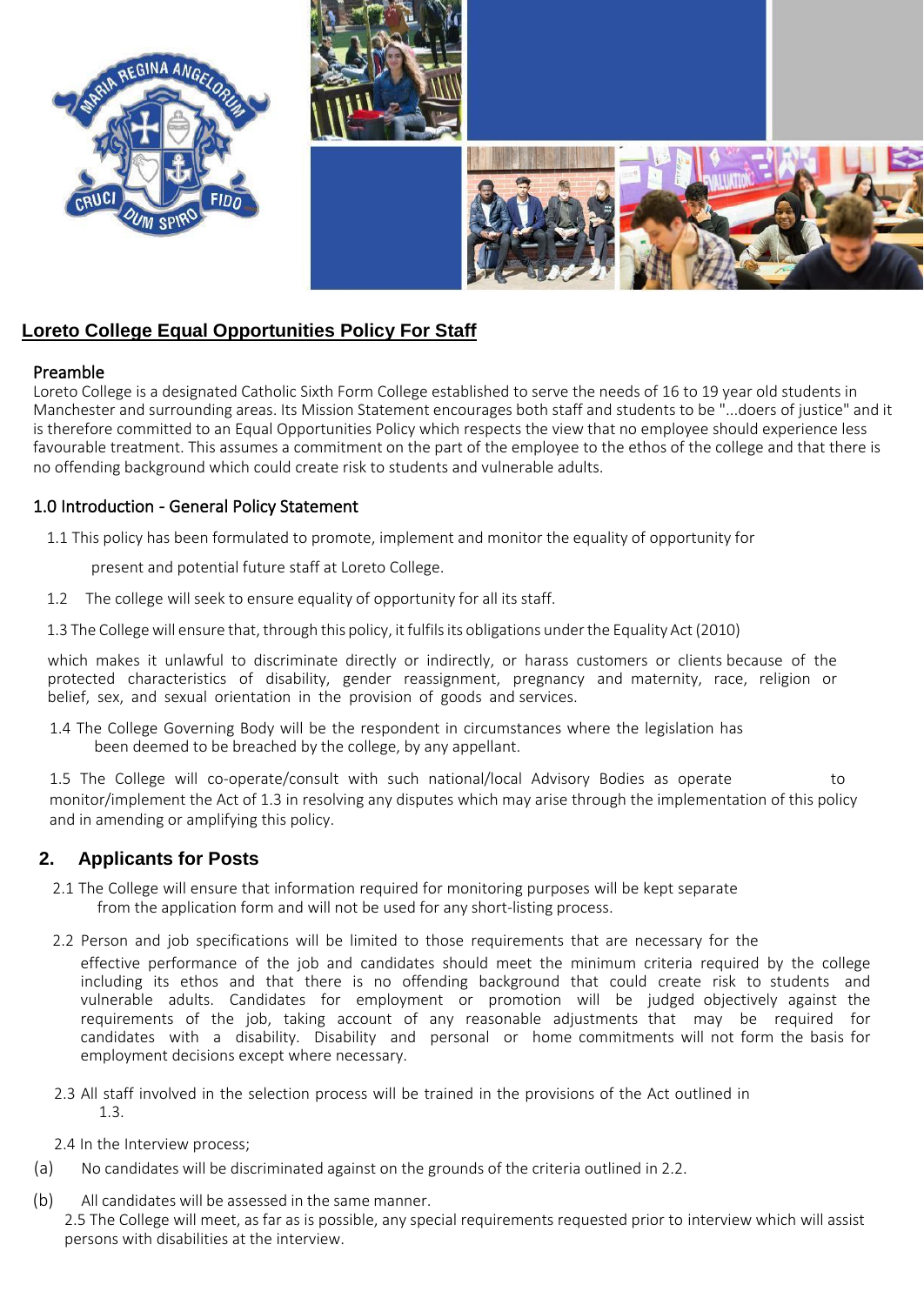## Loreto College Equal Opportunities Policy For Staff

### Preamble

Loreto College is a designated Catholic Sixth Form College established to serve the needs of 16 to 19 year old students in Manchester and surrounding areas. Its Mission Statement encourages both staff and students to be "...doers of justice" and it is therefore committed to an Equal Opportunities Policy which respects the view that no employee should experience less favourable treatment. This assumes a commitment on the part of the employee to the ethos of the college and that there is no offending background which could create risk to students and vulnerable adults.

### 1.0 Introduction - General Policy Statement

1.1 This policy has been formulated to promote, implement and monitor the equality of opportunity for present and potential future staff at Loreto College.

1.2 The college will seek to ensure equality of opportunity for all its staff.

1.3 The College will ensure that, through this policy, it fulfils its obligations under the Equality Act (2010) which makes it unlawful to discriminate directly or indirectly, or harass customers or clients because of the protected characteristics of disability, gender reassignment, pregnancy and maternity, race, religion or belief, sex, and sexual orientation in the provision of goods and services.

1.4 The College Governing Body will be the respondent in circumstances where the legislation has been deemed to be breached by the college, by any appellant.

1.5 The College will co-operate/consult with such national/local Advisory Bodies as operate to monitor/implement the Act of 1.3 in resolving any disputes which may arise through the implementation of this policy and in amending or amplifying this policy.

### 2. Applicants for Posts

2.1 The College will ensure that information required for monitoring purposes will be kept separate from the application form and will not be used for any short-listing process.

2.2 Person and job specifications will be limited to those requirements that are necessary for the effective performance of the job and candidates should meet the minimum criteria required by the college including its ethos and that there is no offending background that could create risk to students and vulnerable adults. Candidates for employment or promotion will be judged objectively against the requirements of the job, taking account of any reasonable adjustments that may be required for candidates with a disability. Disability and personal or home commitments will not form the basis for employment decisions except where necessary.

2.3 All staff involved in the selection process will be trained in the provisions of the Act outlined in 1.3.

2.4 In the Interview process;

(a) No candidates will be discriminated against on the grounds of the criteria outlined in 2.2.

(b) All candidates will be assessed in the same manner.

2.5 The College will meet, as far as is possible, any special requirements requested prior to interview which will assist persons with disabilities at the interview.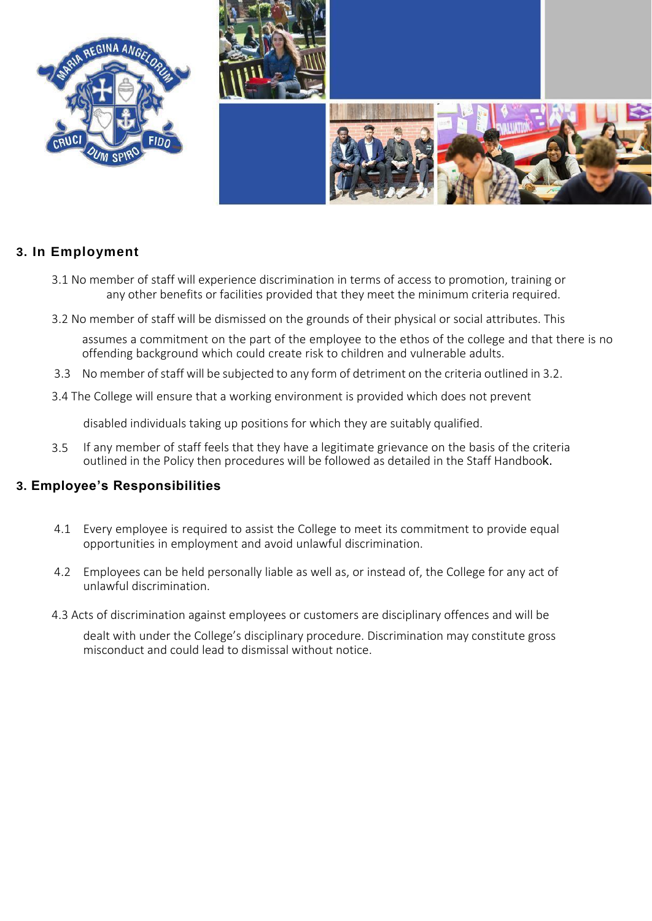## 3. In Employment

3.1 No member of staff will experience discrimination in terms of access to promotion, training or any other benefits or facilities provided that they meet the minimum criteria required.

3.2 No member of staff will be dismissed on the grounds of their physical or social attributes. This assumes a commitment on the part of the employee to the ethos of the college and that there is no offending background which could create risk to children and vulnerable adults.

3.3 No member of staff will be subjected to any form of detriment on the criteria outlined in 3.2.

3.4 The College will ensure that a working environment is provided which does not prevent disabled individuals taking up positions for which they are suitably qualified.

3.5 If any member of staff feels that they have a legitimate grievance on the basis of the criteria outlined in the Policy then procedures will be followed as detailed in the Staff Handbook.

## 3. Employee's Responsibilities

4.1 Every employee is required to assist the College to meet its commitment to provide equal opportunities in employment and avoid unlawful discrimination.

4.2 Employees can be held personally liable as well as, or instead of, the College for any act of unlawful discrimination.

4.3 Acts of discrimination against employees or customers are disciplinary offences and will be dealt with under the College's disciplinary procedure. Discrimination may constitute gross misconduct and could lead to dismissal without notice.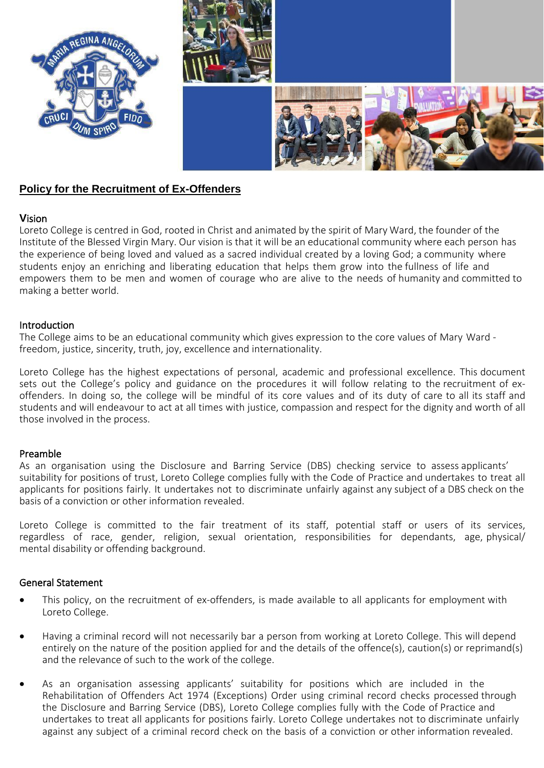## Policy for the Recruitment of Ex-Offenders

### Vision

Loreto College is centred in God, rooted in Christ and animated by the spirit of Mary Ward, the founder of the Institute of the Blessed Virgin Mary. Our vision is that it will be an educational community where each person has the experience of being loved and valued as a sacred individual created by a loving God; a community where students enjoy an enriching and liberating education that helps them grow into the fullness of life and empowers them to be men and women of courage who are alive to the needs of humanity and committed to making a better world.

### Introduction

The College aims to be an educational community which gives expression to the core values of Mary Ward - freedom, justice, sincerity, truth, joy, excellence and internationality.

Loreto College has the highest expectations of personal, academic and professional excellence. This document sets out the College's policy and guidance on the procedures it will follow relating to the recruitment of ex-offenders. In doing so, the college will be mindful of its core values and of its duty of care to all its staff and students and will endeavour to act at all times with justice, compassion and respect for the dignity and worth of all those involved in the process.

### Preamble

As an organisation using the Disclosure and Barring Service (DBS) checking service to assess applicants' suitability for positions of trust, Loreto College complies fully with the Code of Practice and undertakes to treat all applicants for positions fairly. It undertakes not to discriminate unfairly against any subject of a DBS check on the basis of a conviction or other information revealed.

Loreto College is committed to the fair treatment of its staff, potential staff or users of its services, regardless of race, gender, religion, sexual orientation, responsibilities for dependants, age, physical/ mental disability or offending background.

### General Statement

- This policy, on the recruitment of ex-offenders, is made available to all applicants for employment with Loreto College.
- Having a criminal record will not necessarily bar a person from working at Loreto College. This will depend entirely on the nature of the position applied for and the details of the offence(s), caution(s) or reprimand(s) and the relevance of such to the work of the college.
- As an organisation assessing applicants' suitability for positions which are included in the Rehabilitation of Offenders Act 1974 (Exceptions) Order using criminal record checks processed through the Disclosure and Barring Service (DBS), Loreto College complies fully with the Code of Practice and undertakes to treat all applicants for positions fairly. Loreto College undertakes not to discriminate unfairly against any subject of a criminal record check on the basis of a conviction or other information revealed.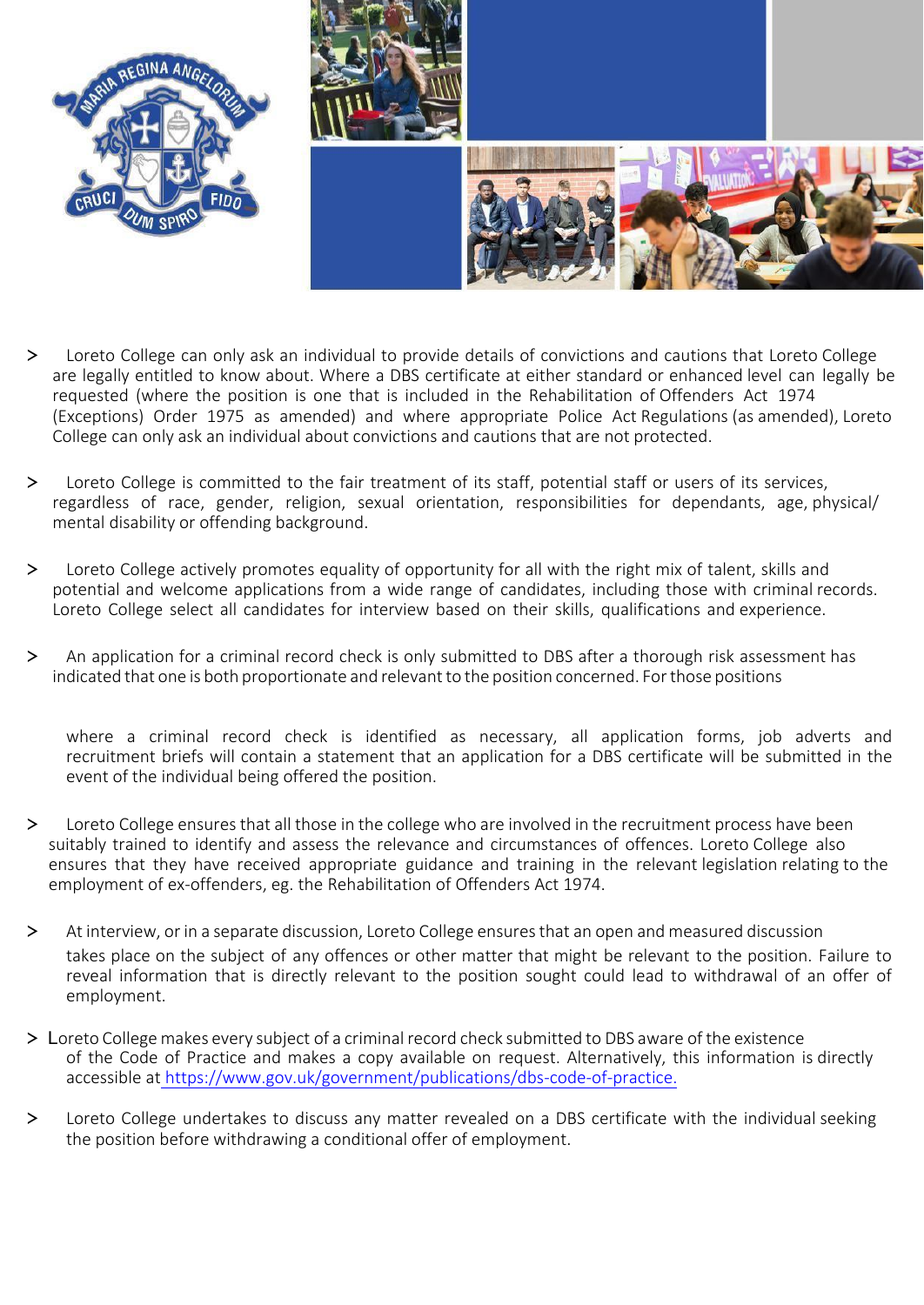- Loreto College can only ask an individual to provide details of convictions and cautions that Loreto College are legally entitled to know about. Where a DBS certificate at either standard or enhanced level can legally be requested (where the position is one that is included in the Rehabilitation of Offenders Act 1974 (Exceptions) Order 1975 as amended) and where appropriate Police Act Regulations (as amended), Loreto College can only ask an individual about convictions and cautions that are not protected.

- Loreto College is committed to the fair treatment of its staff, potential staff or users of its services, regardless of race, gender, religion, sexual orientation, responsibilities for dependants, age, physical/ mental disability or offending background.

- Loreto College actively promotes equality of opportunity for all with the right mix of talent, skills and potential and welcome applications from a wide range of candidates, including those with criminal records. Loreto College select all candidates for interview based on their skills, qualifications and experience.

- An application for a criminal record check is only submitted to DBS after a thorough risk assessment has indicated that one is both proportionate and relevant to the position concerned. For those positions where a criminal record check is identified as necessary, all application forms, job adverts and recruitment briefs will contain a statement that an application for a DBS certificate will be submitted in the event of the individual being offered the position.

- Loreto College ensures that all those in the college who are involved in the recruitment process have been suitably trained to identify and assess the relevance and circumstances of offences. Loreto College also ensures that they have received appropriate guidance and training in the relevant legislation relating to the employment of ex-offenders, eg. the Rehabilitation of Offenders Act 1974.

- At interview, or in a separate discussion, Loreto College ensures that an open and measured discussion takes place on the subject of any offences or other matter that might be relevant to the position. Failure to reveal information that is directly relevant to the position sought could lead to withdrawal of an offer of employment.

- Loreto College makes every subject of a criminal record check submitted to DBS aware of the existence of the Code of Practice and makes a copy available on request. Alternatively, this information is directly accessible at https://www.gov.uk/government/publications/dbs-code-of-practice.

- Loreto College undertakes to discuss any matter revealed on a DBS certificate with the individual seeking the position before withdrawing a conditional offer of employment.